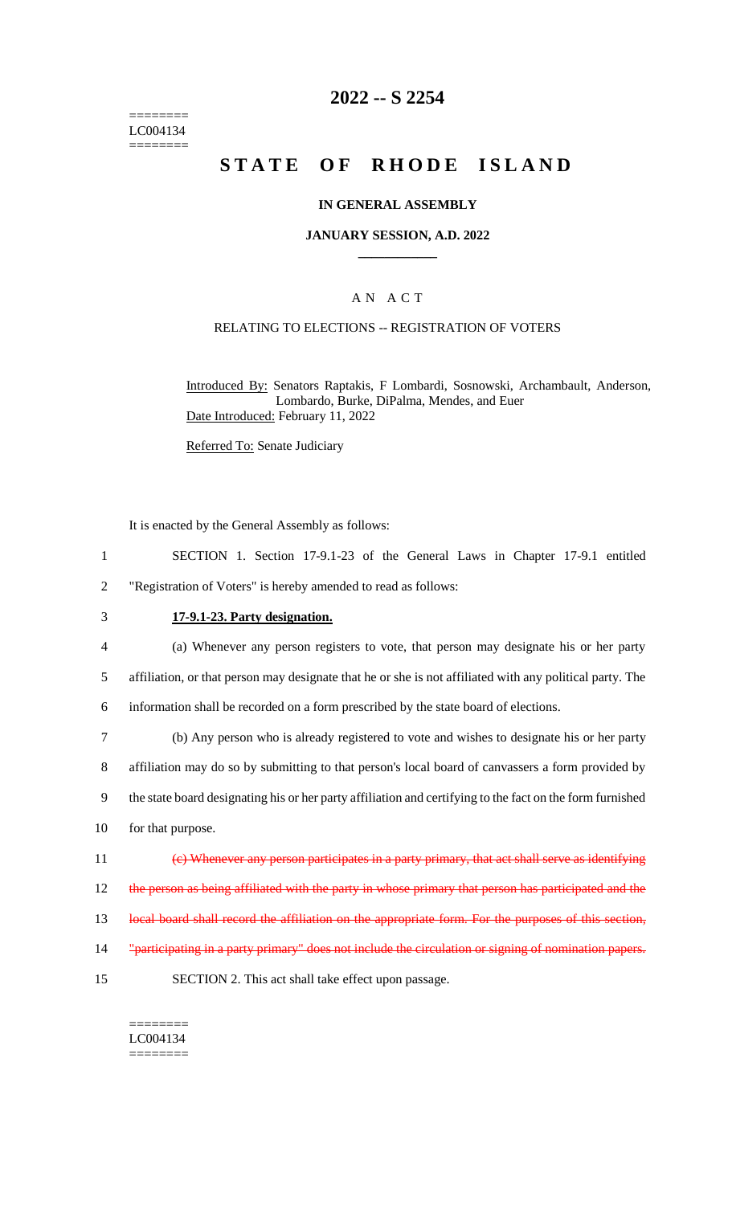========
LC004134
========

# 2022 -- S 2254

# STATE OF RHODE ISLAND

### IN GENERAL ASSEMBLY

### JANUARY SESSION, A.D. 2022

## A N A C T

### RELATING TO ELECTIONS -- REGISTRATION OF VOTERS

Introduced By: Senators Raptakis, F Lombardi, Sosnowski, Archambault, Anderson, Lombardo, Burke, DiPalma, Mendes, and Euer

Date Introduced: February 11, 2022

Referred To: Senate Judiciary

It is enacted by the General Assembly as follows:

1 SECTION 1. Section 17-9.1-23 of the General Laws in Chapter 17-9.1 entitled
2 "Registration of Voters" is hereby amended to read as follows:

3 **17-9.1-23. Party designation.**

4 (a) Whenever any person registers to vote, that person may designate his or her party
5 affiliation, or that person may designate that he or she is not affiliated with any political party. The
6 information shall be recorded on a form prescribed by the state board of elections.

7 (b) Any person who is already registered to vote and wishes to designate his or her party
8 affiliation may do so by submitting to that person's local board of canvassers a form provided by
9 the state board designating his or her party affiliation and certifying to the fact on the form furnished
10 for that purpose.

11 ~~(c) Whenever any person participates in a party primary, that act shall serve as identifying~~
12 ~~the person as being affiliated with the party in whose primary that person has participated and the~~
13 ~~local board shall record the affiliation on the appropriate form. For the purposes of this section,~~
14 ~~"participating in a party primary" does not include the circulation or signing of nomination papers.~~

15 SECTION 2. This act shall take effect upon passage.

========
LC004134
========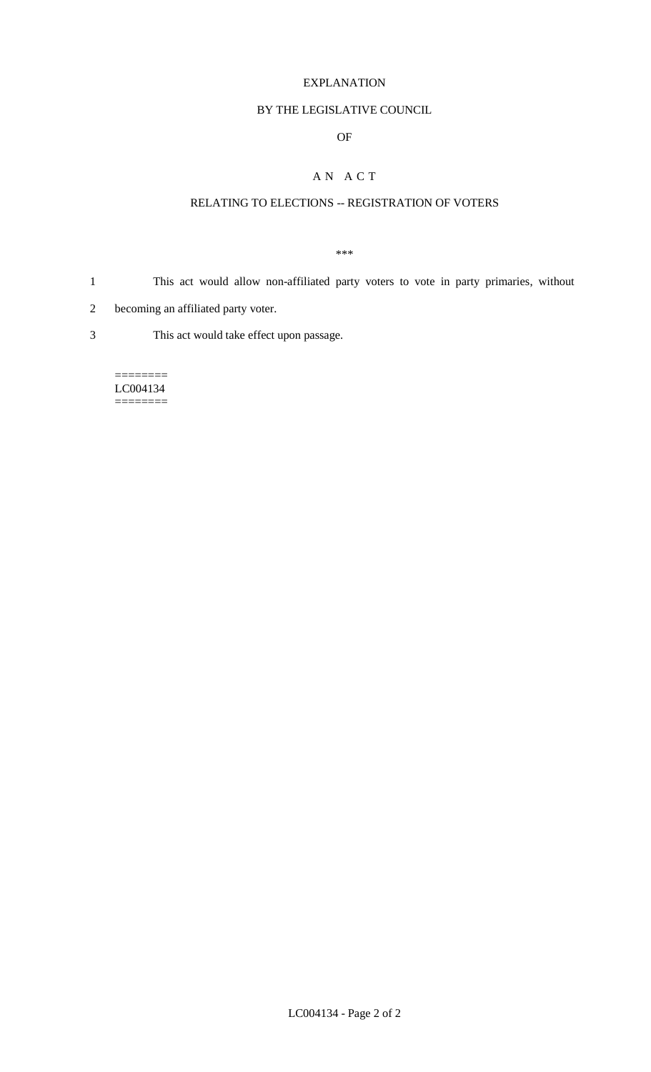EXPLANATION

BY THE LEGISLATIVE COUNCIL

OF

A N A C T

RELATING TO ELECTIONS -- REGISTRATION OF VOTERS

\*\*\*

1 This act would allow non-affiliated party voters to vote in party primaries, without

2 becoming an affiliated party voter.

3 This act would take effect upon passage.

========
LC004134
========